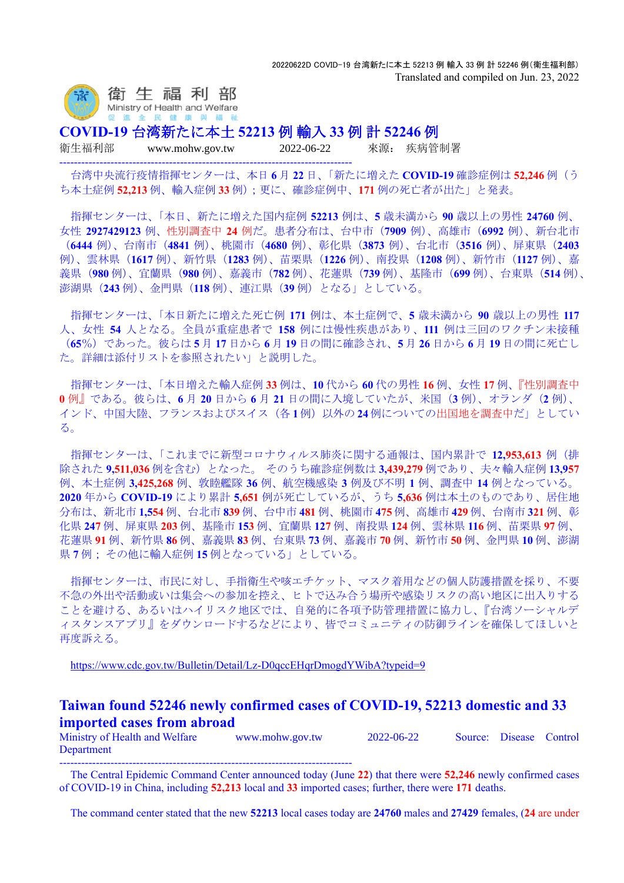20220622D COVID-19 台湾新たに本土 52213 例 輸入 33 例 計 52246 例(衛生福利部)
Translated and compiled on Jun. 23, 2022

衛 生 福 利 部
Ministry of Health and Welfare
促 進 全 民 健 康 與 福 祉

# COVID-19 台湾新たに本土 52213 例 輸入 33 例 計 52246 例

衛生福利部　　www.mohw.gov.tw　　2022-06-22　　來源：　疾病管制署

---

台湾中央流行疫情指揮センターは、本日 6 月 22 日、「新たに増えた COVID-19 確診症例は 52,246 例（うち本土症例 52,213 例、輸入症例 33 例）；更に、確診症例中、171 例の死亡者が出た」と発表。

指揮センターは、「本日、新たに増えた国内症例 52213 例は、5 歳未満から 90 歳以上の男性 24760 例、女性 2927429123 例、性別調査中 24 例だ。患者分布は、台中市（7909 例）、高雄市（6992 例）、新台北市（6444 例）、台南市（4841 例）、桃園市（4680 例）、彰化県（3873 例）、台北市（3516 例）、屏東県（2403 例）、雲林県（1617 例）、新竹県（1283 例）、苗栗県（1226 例）、南投県（1208 例）、新竹市（1127 例）、嘉義県（980 例）、宜蘭県（980 例）、嘉義市（782 例）、花蓮県（739 例）、基隆市（699 例）、台東県（514 例）、澎湖県（243 例）、金門県（118 例）、連江県（39 例）となる」としている。

指揮センターは、「本日新たに増えた死亡例 171 例は、本土症例で、5 歳未満から 90 歳以上の男性 117 人、女性 54 人となる。全員が重症患者で 158 例には慢性疾患があり、111 例は三回のワクチン未接種（65%）であった。彼らは 5 月 17 日から 6 月 19 日の間に確診され、5 月 26 日から 6 月 19 日の間に死亡した。詳細は添付リストを参照されたい」と説明した。

指揮センターは、「本日増えた輸入症例 33 例は、10 代から 60 代の男性 16 例、女性 17 例、『性別調査中 0 例』である。彼らは、6 月 20 日から 6 月 21 日の間に入境していたが、米国（3 例）、オランダ（2 例）、インド、中国大陸、フランスおよびスイス（各 1 例）以外の 24 例についての出国地を調査中だ」としている。

指揮センターは、「これまでに新型コロナウィルス肺炎に関する通報は、国内累計で 12,953,613 例（排除された 9,511,036 例を含む）となった。そのうち確診症例数は 3,439,279 例であり、夫々輸入症例 13,957 例、本土症例 3,425,268 例、敦睦艦隊 36 例、航空機感染 3 例及び不明 1 例、調査中 14 例となっている。2020 年から COVID-19 により累計 5,651 例が死亡しているが、うち 5,636 例は本土のものであり、居住地分布は、新北市 1,554 例、台北市 839 例、台中市 481 例、桃園市 475 例、高雄市 429 例、台南市 321 例、彰化県 247 例、屏東県 203 例、基隆市 153 例、宜蘭県 127 例、南投県 124 例、雲林県 116 例、苗栗県 97 例、花蓮県 91 例、新竹県 86 例、嘉義県 83 例、台東県 73 例、嘉義市 70 例、新竹市 50 例、金門県 10 例、澎湖県 7 例；その他に輸入症例 15 例となっている」としている。

指揮センターは、市民に対し、手指衛生や咳エチケット、マスク着用などの個人防護措置を採り、不要不急の外出や活動或いは集会への参加を控え、ヒトで込み合う場所や感染リスクの高い地区に出入りすることを避ける、あるいはハイリスク地区では、自発的に各項予防管理措置に協力し、『台湾ソーシャルディスタンスアプリ』をダウンロードするなどにより、皆でコミュニティの防御ラインを確保してほしいと再度訴える。

https://www.cdc.gov.tw/Bulletin/Detail/Lz-D0qccEHqrDmogdYWibA?typeid=9

# Taiwan found 52246 newly confirmed cases of COVID-19, 52213 domestic and 33 imported cases from abroad

Ministry of Health and Welfare　　www.mohw.gov.tw　　2022-06-22　　Source: Disease Control Department

---

The Central Epidemic Command Center announced today (June 22) that there were 52,246 newly confirmed cases of COVID-19 in China, including 52,213 local and 33 imported cases; further, there were 171 deaths.

The command center stated that the new 52213 local cases today are 24760 males and 27429 females, (24 are under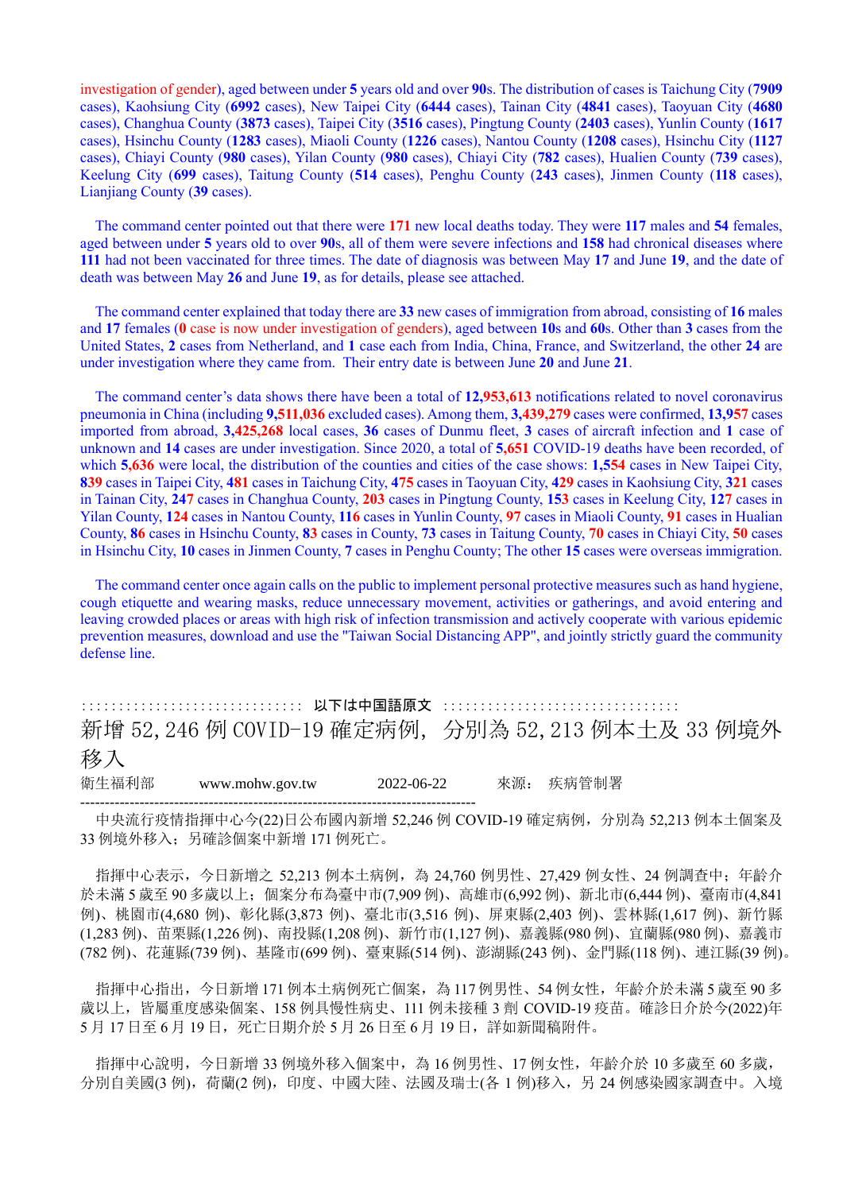investigation of gender), aged between under **5** years old and over **90**s. The distribution of cases is Taichung City (**7909** cases), Kaohsiung City (**6992** cases), New Taipei City (**6444** cases), Tainan City (**4841** cases), Taoyuan City (**4680** cases), Changhua County (**3873** cases), Taipei City (**3516** cases), Pingtung County (**2403** cases), Yunlin County (**1617** cases), Hsinchu County (**1283** cases), Miaoli County (**1226** cases), Nantou County (**1208** cases), Hsinchu City (**1127** cases), Chiayi County (**980** cases), Yilan County (**980** cases), Chiayi City (**782** cases), Hualien County (**739** cases), Keelung City (**699** cases), Taitung County (**514** cases), Penghu County (**243** cases), Jinmen County (**118** cases), Lianjiang County (**39** cases).

The command center pointed out that there were **171** new local deaths today. They were **117** males and **54** females, aged between under **5** years old to over **90**s, all of them were severe infections and **158** had chronical diseases where **111** had not been vaccinated for three times. The date of diagnosis was between May **17** and June **19**, and the date of death was between May **26** and June **19**, as for details, please see attached.

The command center explained that today there are **33** new cases of immigration from abroad, consisting of **16** males and **17** females (**0** case is now under investigation of genders), aged between **10**s and **60**s. Other than **3** cases from the United States, **2** cases from Netherland, and **1** case each from India, China, France, and Switzerland, the other **24** are under investigation where they came from. Their entry date is between June **20** and June **21**.

The command center's data shows there have been a total of **12,953,613** notifications related to novel coronavirus pneumonia in China (including **9,511,036** excluded cases). Among them, **3,439,279** cases were confirmed, **13,957** cases imported from abroad, **3,425,268** local cases, **36** cases of Dunmu fleet, **3** cases of aircraft infection and **1** case of unknown and **14** cases are under investigation. Since 2020, a total of **5,651** COVID-19 deaths have been recorded, of which **5,636** were local, the distribution of the counties and cities of the case shows: **1,554** cases in New Taipei City, **839** cases in Taipei City, **481** cases in Taichung City, **475** cases in Taoyuan City, **429** cases in Kaohsiung City, **321** cases in Tainan City, **247** cases in Changhua County, **203** cases in Pingtung County, **153** cases in Keelung City, **127** cases in Yilan County, **124** cases in Nantou County, **116** cases in Yunlin County, **97** cases in Miaoli County, **91** cases in Hualien County, **86** cases in Hsinchu County, **83** cases in County, **73** cases in Taitung County, **70** cases in Chiayi City, **50** cases in Hsinchu City, **10** cases in Jinmen County, **7** cases in Penghu County; The other **15** cases were overseas immigration.

The command center once again calls on the public to implement personal protective measures such as hand hygiene, cough etiquette and wearing masks, reduce unnecessary movement, activities or gatherings, and avoid entering and leaving crowded places or areas with high risk of infection transmission and actively cooperate with various epidemic prevention measures, download and use the "Taiwan Social Distancing APP", and jointly strictly guard the community defense line.

:::::::::::::::::::::::::::::: 以下は中国語原文 ::::::::::::::::::::::::::::::::

# 新增 52,246 例 COVID-19 確定病例，分別為 52,213 例本土及 33 例境外移入

衛生福利部　www.mohw.gov.tw　2022-06-22　來源：疾病管制署

--------------------------------------------------------------------------------

中央流行疫情指揮中心今(22)日公布國內新增 52,246 例 COVID-19 確定病例，分別為 52,213 例本土個案及 33 例境外移入；另確診個案中新增 171 例死亡。

指揮中心表示，今日新增之 52,213 例本土病例，為 24,760 例男性、27,429 例女性、24 例調查中；年齡介於未滿 5 歲至 90 多歲以上；個案分布為臺中市(7,909 例)、高雄市(6,992 例)、新北市(6,444 例)、臺南市(4,841 例)、桃園市(4,680 例)、彰化縣(3,873 例)、臺北市(3,516 例)、屏東縣(2,403 例)、雲林縣(1,617 例)、新竹縣(1,283 例)、苗栗縣(1,226 例)、南投縣(1,208 例)、新竹市(1,127 例)、嘉義縣(980 例)、宜蘭縣(980 例)、嘉義市(782 例)、花蓮縣(739 例)、基隆市(699 例)、臺東縣(514 例)、澎湖縣(243 例)、金門縣(118 例)、連江縣(39 例)。

指揮中心指出，今日新增 171 例本土病例死亡個案，為 117 例男性、54 例女性，年齡介於未滿 5 歲至 90 多歲以上，皆屬重度感染個案、158 例具慢性病史、111 例未接種 3 劑 COVID-19 疫苗。確診日介於今(2022)年 5 月 17 日至 6 月 19 日，死亡日期介於 5 月 26 日至 6 月 19 日，詳如新聞稿附件。

指揮中心說明，今日新增 33 例境外移入個案中，為 16 例男性、17 例女性，年齡介於 10 多歲至 60 多歲，分別自美國(3 例)，荷蘭(2 例)，印度、中國大陸、法國及瑞士(各 1 例)移入，另 24 例感染國家調查中。入境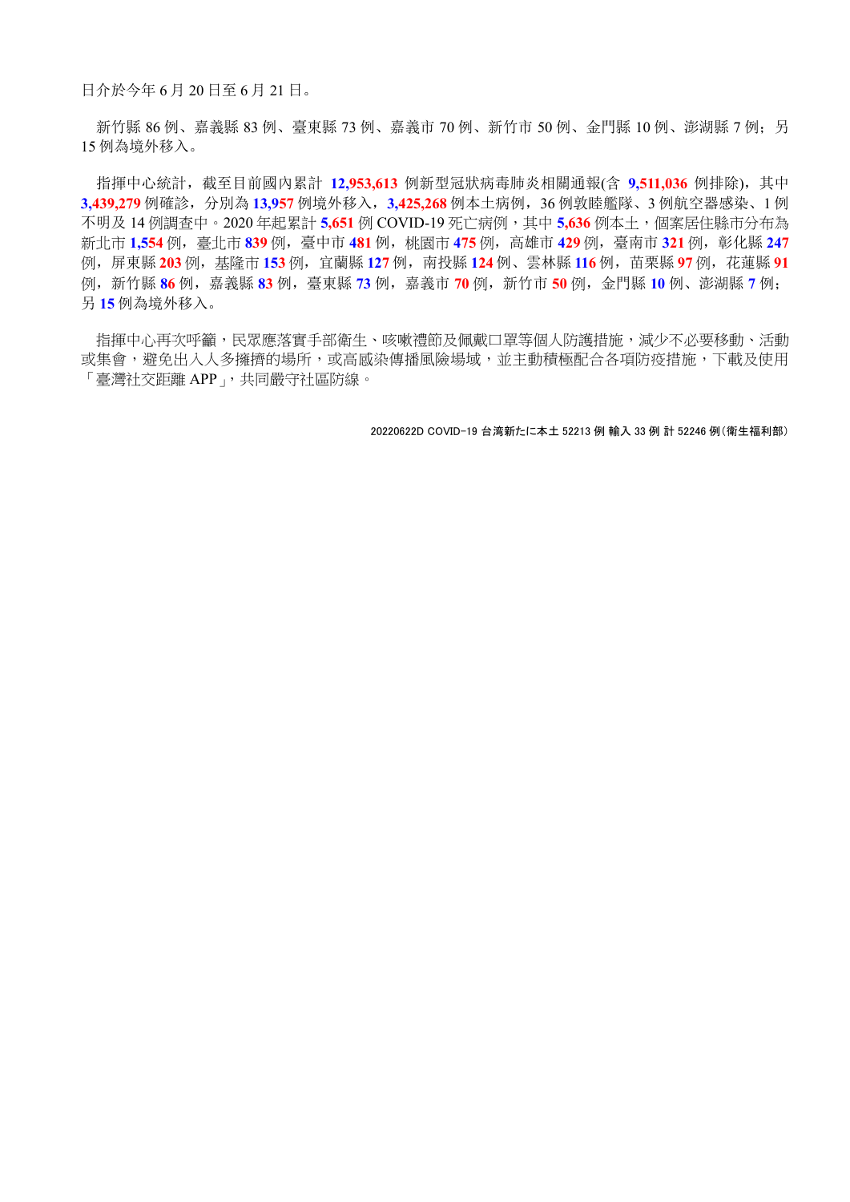日介於今年 6 月 20 日至 6 月 21 日。

新竹縣 86 例、嘉義縣 83 例、臺東縣 73 例、嘉義市 70 例、新竹市 50 例、金門縣 10 例、澎湖縣 7 例；另 15 例為境外移入。

指揮中心統計，截至目前國內累計 **12,953,613** 例新型冠狀病毒肺炎相關通報(含 **9,511,036** 例排除)，其中 **3,439,279** 例確診，分別為 **13,957** 例境外移入，**3,425,268** 例本土病例，36 例敦睦艦隊、3 例航空器感染、1 例不明及 14 例調查中。2020 年起累計 **5,651** 例 COVID-19 死亡病例，其中 **5,636** 例本土，個案居住縣市分布為新北市 **1,554** 例，臺北市 **839** 例，臺中市 **481** 例，桃園市 **475** 例，高雄市 **429** 例，臺南市 **321** 例，彰化縣 **247** 例，屏東縣 **203** 例，基隆市 **153** 例，宜蘭縣 **127** 例，南投縣 **124** 例、雲林縣 **116** 例，苗栗縣 **97** 例，花蓮縣 **91** 例，新竹縣 **86** 例，嘉義縣 **83** 例，臺東縣 **73** 例，嘉義市 **70** 例，新竹市 **50** 例，金門縣 **10** 例、澎湖縣 **7** 例；另 **15** 例為境外移入。

指揮中心再次呼籲，民眾應落實手部衛生、咳嗽禮節及佩戴口罩等個人防護措施，減少不必要移動、活動或集會，避免出入人多擁擠的場所，或高感染傳播風險場域，並主動積極配合各項防疫措施，下載及使用「臺灣社交距離 APP」，共同嚴守社區防線。